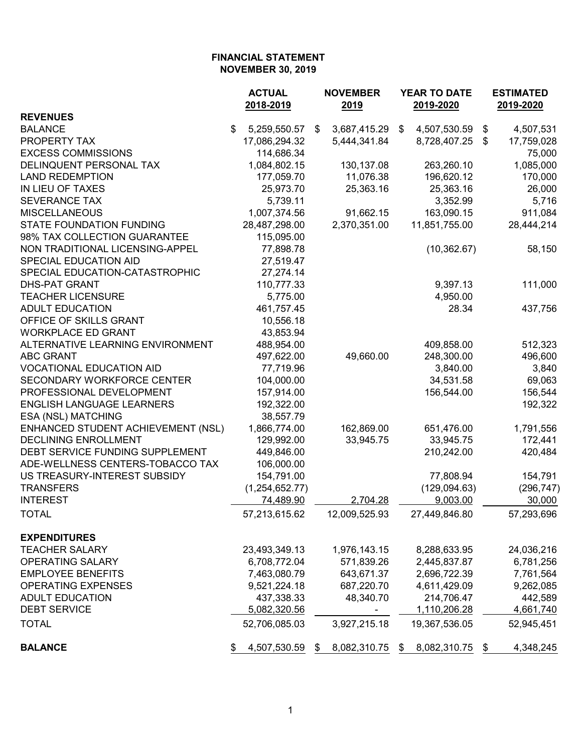**FINANCIAL STATEMENT**
**NOVEMBER 30, 2019**

| | ACTUAL 2018-2019 | NOVEMBER 2019 | YEAR TO DATE 2019-2020 | ESTIMATED 2019-2020 |
|---|---|---|---|---|
| **REVENUES** | | | | |
| BALANCE | $ 5,259,550.57 | $ 3,687,415.29 | $ 4,507,530.59 | $ 4,507,531 |
| PROPERTY TAX | 17,086,294.32 | 5,444,341.84 | 8,728,407.25 | $ 17,759,028 |
| EXCESS COMMISSIONS | 114,686.34 | | | 75,000 |
| DELINQUENT PERSONAL TAX | 1,084,802.15 | 130,137.08 | 263,260.10 | 1,085,000 |
| LAND REDEMPTION | 177,059.70 | 11,076.38 | 196,620.12 | 170,000 |
| IN LIEU OF TAXES | 25,973.70 | 25,363.16 | 25,363.16 | 26,000 |
| SEVERANCE TAX | 5,739.11 | | 3,352.99 | 5,716 |
| MISCELLANEOUS | 1,007,374.56 | 91,662.15 | 163,090.15 | 911,084 |
| STATE FOUNDATION FUNDING | 28,487,298.00 | 2,370,351.00 | 11,851,755.00 | 28,444,214 |
| 98% TAX COLLECTION GUARANTEE | 115,095.00 | | | |
| NON TRADITIONAL LICENSING-APPEL | 77,898.78 | | (10,362.67) | 58,150 |
| SPECIAL EDUCATION AID | 27,519.47 | | | |
| SPECIAL EDUCATION-CATASTROPHIC | 27,274.14 | | | |
| DHS-PAT GRANT | 110,777.33 | | 9,397.13 | 111,000 |
| TEACHER LICENSURE | 5,775.00 | | 4,950.00 | |
| ADULT EDUCATION | 461,757.45 | | 28.34 | 437,756 |
| OFFICE OF SKILLS GRANT | 10,556.18 | | | |
| WORKPLACE ED GRANT | 43,853.94 | | | |
| ALTERNATIVE LEARNING ENVIRONMENT | 488,954.00 | | 409,858.00 | 512,323 |
| ABC GRANT | 497,622.00 | 49,660.00 | 248,300.00 | 496,600 |
| VOCATIONAL EDUCATION AID | 77,719.96 | | 3,840.00 | 3,840 |
| SECONDARY WORKFORCE CENTER | 104,000.00 | | 34,531.58 | 69,063 |
| PROFESSIONAL DEVELOPMENT | 157,914.00 | | 156,544.00 | 156,544 |
| ENGLISH LANGUAGE LEARNERS | 192,322.00 | | | 192,322 |
| ESA (NSL) MATCHING | 38,557.79 | | | |
| ENHANCED STUDENT ACHIEVEMENT (NSL) | 1,866,774.00 | 162,869.00 | 651,476.00 | 1,791,556 |
| DECLINING ENROLLMENT | 129,992.00 | 33,945.75 | 33,945.75 | 172,441 |
| DEBT SERVICE FUNDING SUPPLEMENT | 449,846.00 | | 210,242.00 | 420,484 |
| ADE-WELLNESS CENTERS-TOBACCO TAX | 106,000.00 | | | |
| US TREASURY-INTEREST SUBSIDY | 154,791.00 | | 77,808.94 | 154,791 |
| TRANSFERS | (1,254,652.77) | | (129,094.63) | (296,747) |
| INTEREST | 74,489.90 | 2,704.28 | 9,003.00 | 30,000 |
| TOTAL | 57,213,615.62 | 12,009,525.93 | 27,449,846.80 | 57,293,696 |
| **EXPENDITURES** | | | | |
| TEACHER SALARY | 23,493,349.13 | 1,976,143.15 | 8,288,633.95 | 24,036,216 |
| OPERATING SALARY | 6,708,772.04 | 571,839.26 | 2,445,837.87 | 6,781,256 |
| EMPLOYEE BENEFITS | 7,463,080.79 | 643,671.37 | 2,696,722.39 | 7,761,564 |
| OPERATING EXPENSES | 9,521,224.18 | 687,220.70 | 4,611,429.09 | 9,262,085 |
| ADULT EDUCATION | 437,338.33 | 48,340.70 | 214,706.47 | 442,589 |
| DEBT SERVICE | 5,082,320.56 | - | 1,110,206.28 | 4,661,740 |
| TOTAL | 52,706,085.03 | 3,927,215.18 | 19,367,536.05 | 52,945,451 |
| **BALANCE** | $ 4,507,530.59 | $ 8,082,310.75 | $ 8,082,310.75 | $ 4,348,245 |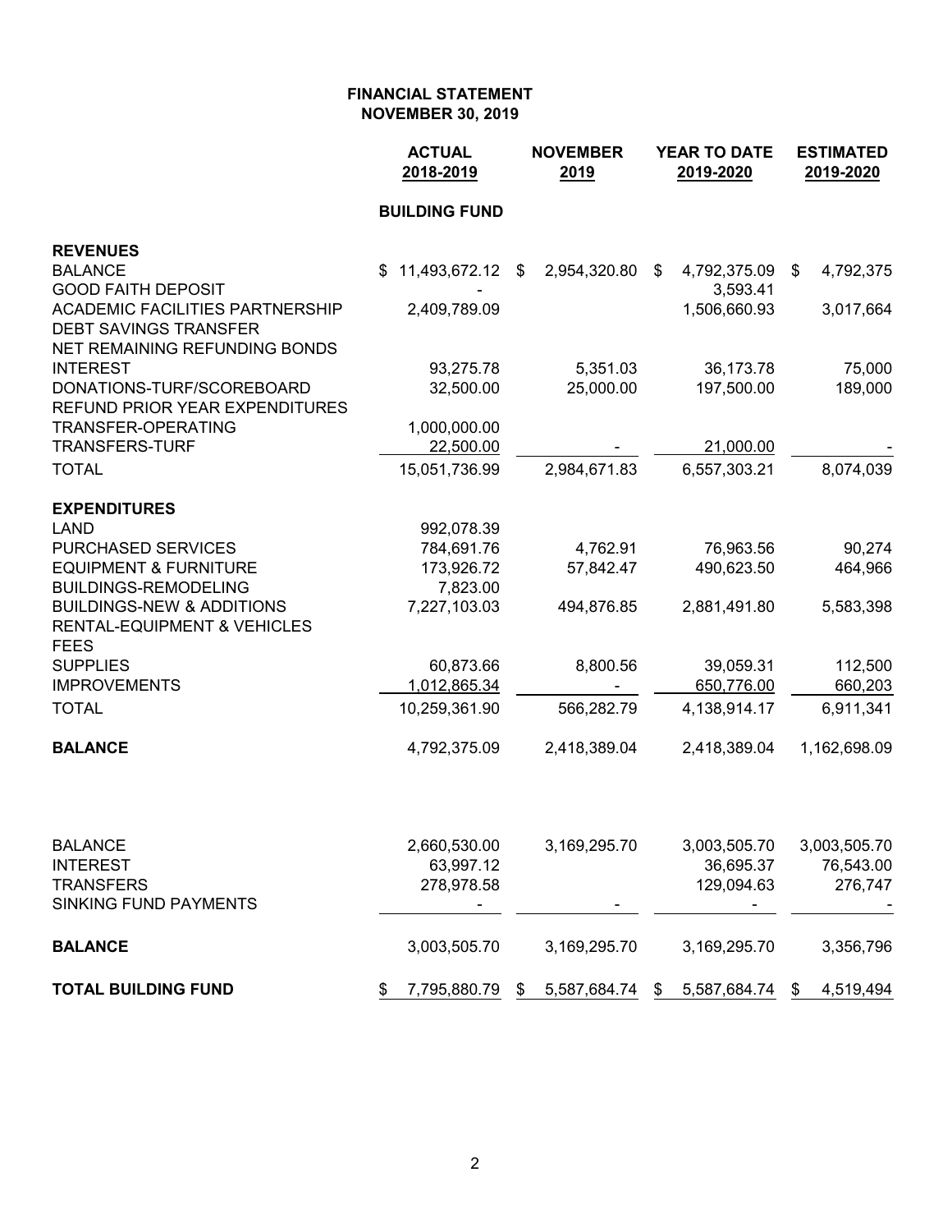**FINANCIAL STATEMENT**
**NOVEMBER 30, 2019**

| | ACTUAL 2018-2019 | NOVEMBER 2019 | YEAR TO DATE 2019-2020 | ESTIMATED 2019-2020 |
|---|---|---|---|---|
| | **BUILDING FUND** | | | |
| **REVENUES** | | | | |
| BALANCE | $ 11,493,672.12 | $ 2,954,320.80 | $ 4,792,375.09 | $ 4,792,375 |
| GOOD FAITH DEPOSIT | - | | 3,593.41 | |
| ACADEMIC FACILITIES PARTNERSHIP | 2,409,789.09 | | 1,506,660.93 | 3,017,664 |
| DEBT SAVINGS TRANSFER | | | | |
| NET REMAINING REFUNDING BONDS | | | | |
| INTEREST | 93,275.78 | 5,351.03 | 36,173.78 | 75,000 |
| DONATIONS-TURF/SCOREBOARD | 32,500.00 | 25,000.00 | 197,500.00 | 189,000 |
| REFUND PRIOR YEAR EXPENDITURES | | | | |
| TRANSFER-OPERATING | 1,000,000.00 | | | |
| TRANSFERS-TURF | 22,500.00 | - | 21,000.00 | - |
| TOTAL | 15,051,736.99 | 2,984,671.83 | 6,557,303.21 | 8,074,039 |
| **EXPENDITURES** | | | | |
| LAND | 992,078.39 | | | |
| PURCHASED SERVICES | 784,691.76 | 4,762.91 | 76,963.56 | 90,274 |
| EQUIPMENT & FURNITURE | 173,926.72 | 57,842.47 | 490,623.50 | 464,966 |
| BUILDINGS-REMODELING | 7,823.00 | | | |
| BUILDINGS-NEW & ADDITIONS | 7,227,103.03 | 494,876.85 | 2,881,491.80 | 5,583,398 |
| RENTAL-EQUIPMENT & VEHICLES | | | | |
| FEES | | | | |
| SUPPLIES | 60,873.66 | 8,800.56 | 39,059.31 | 112,500 |
| IMPROVEMENTS | 1,012,865.34 | - | 650,776.00 | 660,203 |
| TOTAL | 10,259,361.90 | 566,282.79 | 4,138,914.17 | 6,911,341 |
| **BALANCE** | 4,792,375.09 | 2,418,389.04 | 2,418,389.04 | 1,162,698.09 |
| | | | | |
| BALANCE | 2,660,530.00 | 3,169,295.70 | 3,003,505.70 | 3,003,505.70 |
| INTEREST | 63,997.12 | | 36,695.37 | 76,543.00 |
| TRANSFERS | 278,978.58 | | 129,094.63 | 276,747 |
| SINKING FUND PAYMENTS | - | - | - | - |
| **BALANCE** | 3,003,505.70 | 3,169,295.70 | 3,169,295.70 | 3,356,796 |
| **TOTAL BUILDING FUND** | $ 7,795,880.79 | $ 5,587,684.74 | $ 5,587,684.74 | $ 4,519,494 |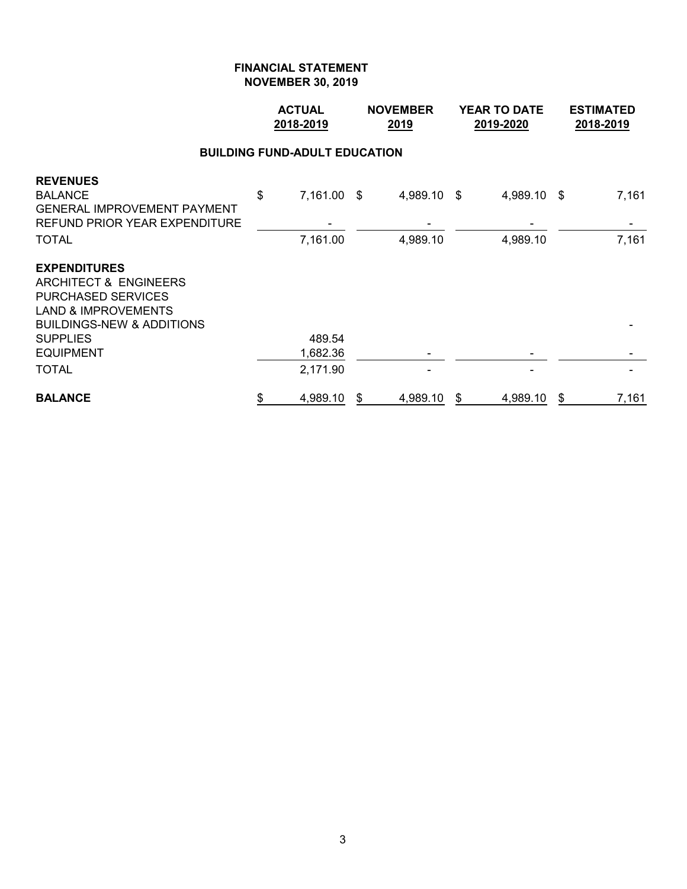**FINANCIAL STATEMENT**
**NOVEMBER 30, 2019**

| | ACTUAL 2018-2019 | NOVEMBER 2019 | YEAR TO DATE 2019-2020 | ESTIMATED 2018-2019 |
|---|---|---|---|---|
| **BUILDING FUND-ADULT EDUCATION** | | | | |
| **REVENUES** | | | | |
| BALANCE | $ 7,161.00 | $ 4,989.10 | $ 4,989.10 | $ 7,161 |
| GENERAL IMPROVEMENT PAYMENT | | | | |
| REFUND PRIOR YEAR EXPENDITURE | - | - | - | - |
| TOTAL | 7,161.00 | 4,989.10 | 4,989.10 | 7,161 |
| **EXPENDITURES** | | | | |
| ARCHITECT & ENGINEERS | | | | |
| PURCHASED SERVICES | | | | |
| LAND & IMPROVEMENTS | | | | |
| BUILDINGS-NEW & ADDITIONS | | | | - |
| SUPPLIES | 489.54 | | | |
| EQUIPMENT | 1,682.36 | - | - | - |
| TOTAL | 2,171.90 | - | - | - |
| **BALANCE** | $ 4,989.10 | $ 4,989.10 | $ 4,989.10 | $ 7,161 |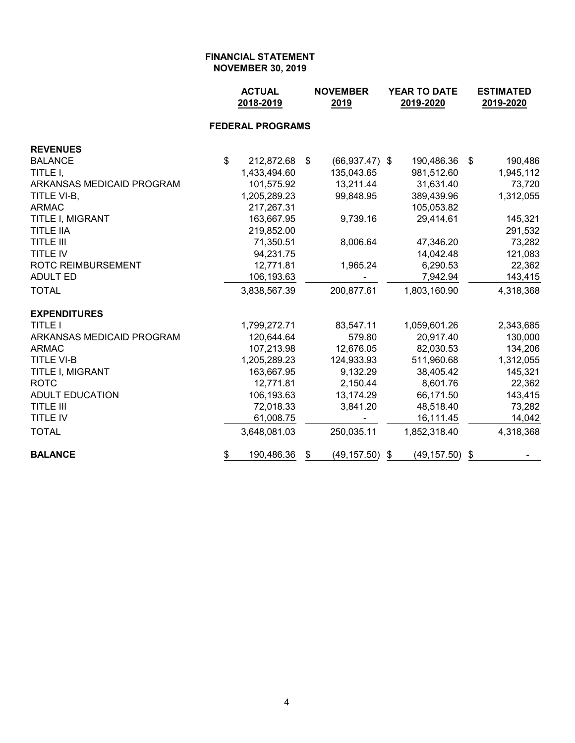# FINANCIAL STATEMENT
## NOVEMBER 30, 2019

### FEDERAL PROGRAMS

| | ACTUAL 2018-2019 | NOVEMBER 2019 | YEAR TO DATE 2019-2020 | ESTIMATED 2019-2020 |
|---|---|---|---|---|
| **REVENUES** | | | | |
| BALANCE | $ 212,872.68 | $ (66,937.47) | $ 190,486.36 | $ 190,486 |
| TITLE I, | 1,433,494.60 | 135,043.65 | 981,512.60 | 1,945,112 |
| ARKANSAS MEDICAID PROGRAM | 101,575.92 | 13,211.44 | 31,631.40 | 73,720 |
| TITLE VI-B, | 1,205,289.23 | 99,848.95 | 389,439.96 | 1,312,055 |
| ARMAC | 217,267.31 | | 105,053.82 | |
| TITLE I, MIGRANT | 163,667.95 | 9,739.16 | 29,414.61 | 145,321 |
| TITLE IIA | 219,852.00 | | | 291,532 |
| TITLE III | 71,350.51 | 8,006.64 | 47,346.20 | 73,282 |
| TITLE IV | 94,231.75 | | 14,042.48 | 121,083 |
| ROTC REIMBURSEMENT | 12,771.81 | 1,965.24 | 6,290.53 | 22,362 |
| ADULT ED | 106,193.63 | - | 7,942.94 | 143,415 |
| TOTAL | 3,838,567.39 | 200,877.61 | 1,803,160.90 | 4,318,368 |
| **EXPENDITURES** | | | | |
| TITLE I | 1,799,272.71 | 83,547.11 | 1,059,601.26 | 2,343,685 |
| ARKANSAS MEDICAID PROGRAM | 120,644.64 | 579.80 | 20,917.40 | 130,000 |
| ARMAC | 107,213.98 | 12,676.05 | 82,030.53 | 134,206 |
| TITLE VI-B | 1,205,289.23 | 124,933.93 | 511,960.68 | 1,312,055 |
| TITLE I, MIGRANT | 163,667.95 | 9,132.29 | 38,405.42 | 145,321 |
| ROTC | 12,771.81 | 2,150.44 | 8,601.76 | 22,362 |
| ADULT EDUCATION | 106,193.63 | 13,174.29 | 66,171.50 | 143,415 |
| TITLE III | 72,018.33 | 3,841.20 | 48,518.40 | 73,282 |
| TITLE IV | 61,008.75 | - | 16,111.45 | 14,042 |
| TOTAL | 3,648,081.03 | 250,035.11 | 1,852,318.40 | 4,318,368 |
| **BALANCE** | $ 190,486.36 | $ (49,157.50) | $ (49,157.50) | $ - |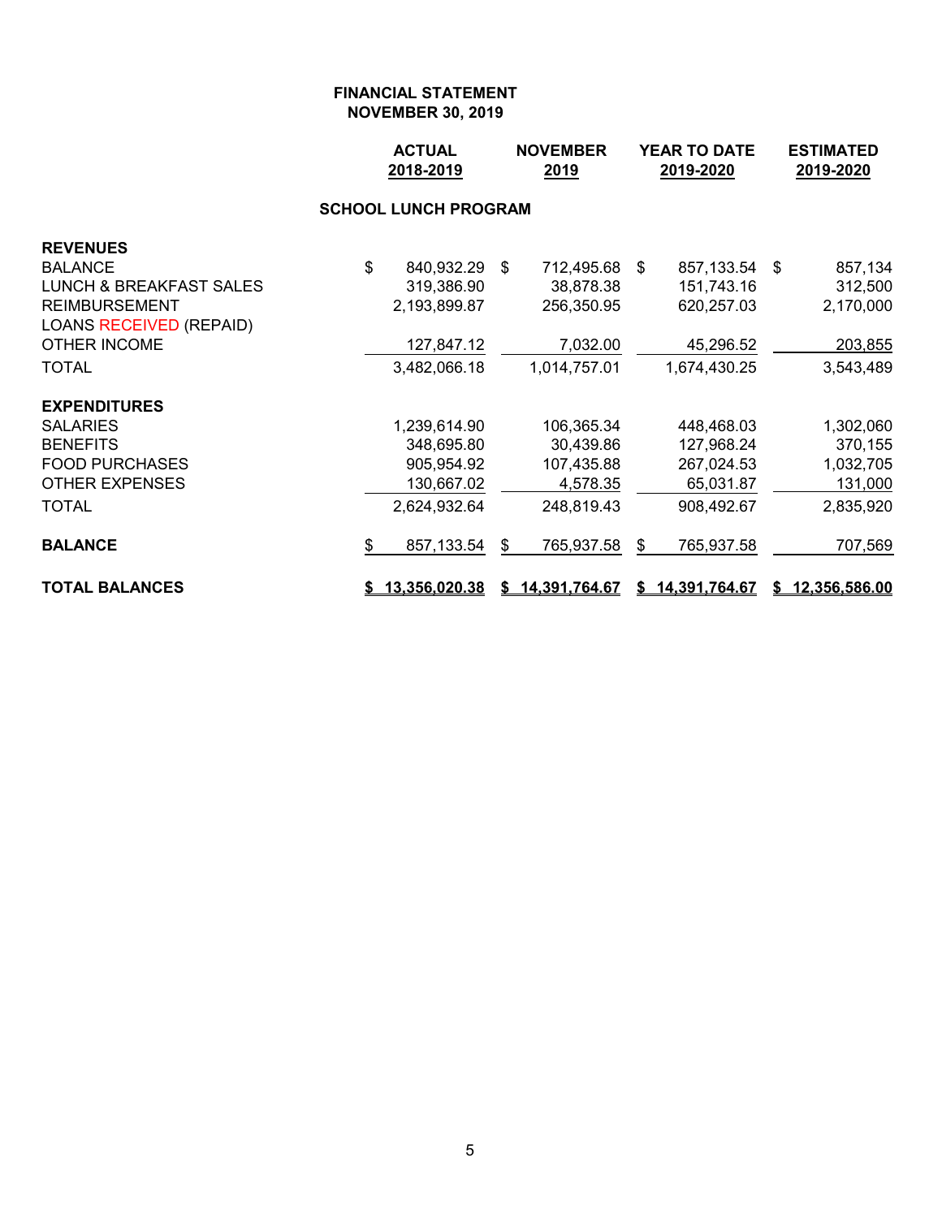**FINANCIAL STATEMENT**
**NOVEMBER 30, 2019**

| | ACTUAL 2018-2019 | NOVEMBER 2019 | YEAR TO DATE 2019-2020 | ESTIMATED 2019-2020 |
|---|---|---|---|---|
| **SCHOOL LUNCH PROGRAM** | | | | |
| **REVENUES** | | | | |
| BALANCE | $ 840,932.29 | $ 712,495.68 | $ 857,133.54 | $ 857,134 |
| LUNCH & BREAKFAST SALES | 319,386.90 | 38,878.38 | 151,743.16 | 312,500 |
| REIMBURSEMENT | 2,193,899.87 | 256,350.95 | 620,257.03 | 2,170,000 |
| LOANS RECEIVED (REPAID) | | | | |
| OTHER INCOME | 127,847.12 | 7,032.00 | 45,296.52 | 203,855 |
| TOTAL | 3,482,066.18 | 1,014,757.01 | 1,674,430.25 | 3,543,489 |
| **EXPENDITURES** | | | | |
| SALARIES | 1,239,614.90 | 106,365.34 | 448,468.03 | 1,302,060 |
| BENEFITS | 348,695.80 | 30,439.86 | 127,968.24 | 370,155 |
| FOOD PURCHASES | 905,954.92 | 107,435.88 | 267,024.53 | 1,032,705 |
| OTHER EXPENSES | 130,667.02 | 4,578.35 | 65,031.87 | 131,000 |
| TOTAL | 2,624,932.64 | 248,819.43 | 908,492.67 | 2,835,920 |
| **BALANCE** | $ 857,133.54 | $ 765,937.58 | $ 765,937.58 | 707,569 |
| **TOTAL BALANCES** | **$ 13,356,020.38** | **$ 14,391,764.67** | **$ 14,391,764.67** | **$ 12,356,586.00** |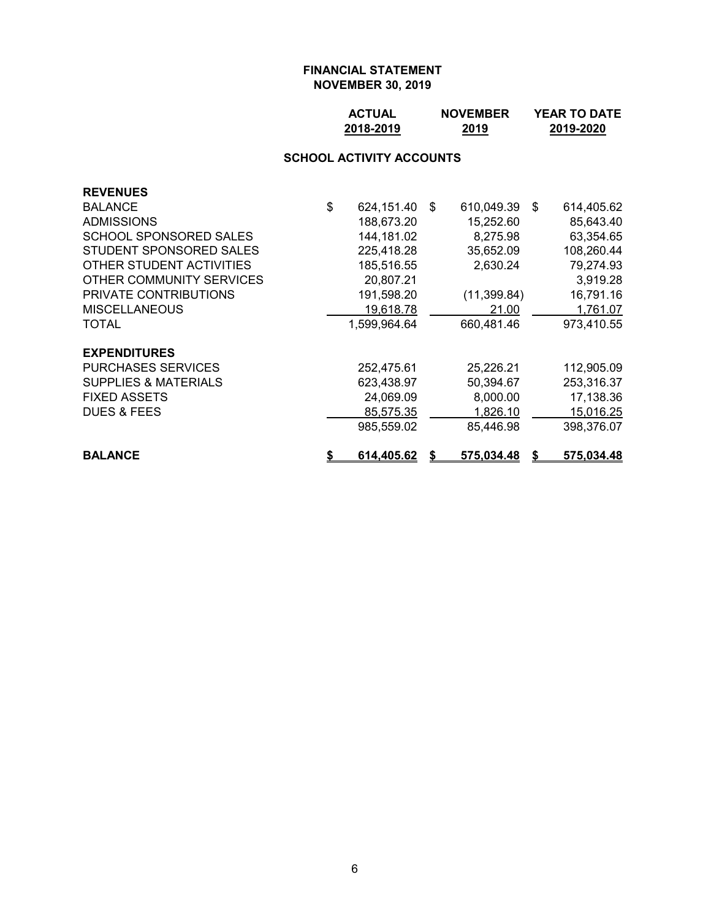**FINANCIAL STATEMENT**
**NOVEMBER 30, 2019**

**SCHOOL ACTIVITY ACCOUNTS**

| | ACTUAL 2018-2019 | NOVEMBER 2019 | YEAR TO DATE 2019-2020 |
|---|---|---|---|
| **REVENUES** | | | |
| BALANCE | $ 624,151.40 | $ 610,049.39 | $ 614,405.62 |
| ADMISSIONS | 188,673.20 | 15,252.60 | 85,643.40 |
| SCHOOL SPONSORED SALES | 144,181.02 | 8,275.98 | 63,354.65 |
| STUDENT SPONSORED SALES | 225,418.28 | 35,652.09 | 108,260.44 |
| OTHER STUDENT ACTIVITIES | 185,516.55 | 2,630.24 | 79,274.93 |
| OTHER COMMUNITY SERVICES | 20,807.21 | | 3,919.28 |
| PRIVATE CONTRIBUTIONS | 191,598.20 | (11,399.84) | 16,791.16 |
| MISCELLANEOUS | 19,618.78 | 21.00 | 1,761.07 |
| TOTAL | 1,599,964.64 | 660,481.46 | 973,410.55 |
| **EXPENDITURES** | | | |
| PURCHASES SERVICES | 252,475.61 | 25,226.21 | 112,905.09 |
| SUPPLIES & MATERIALS | 623,438.97 | 50,394.67 | 253,316.37 |
| FIXED ASSETS | 24,069.09 | 8,000.00 | 17,138.36 |
| DUES & FEES | 85,575.35 | 1,826.10 | 15,016.25 |
| | 985,559.02 | 85,446.98 | 398,376.07 |
| **BALANCE** | **$ 614,405.62** | **$ 575,034.48** | **$ 575,034.48** |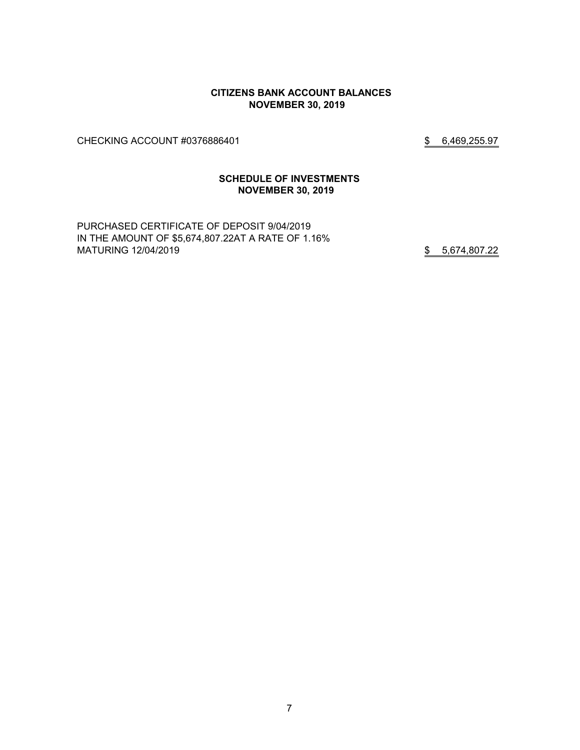**CITIZENS BANK ACCOUNT BALANCES**
**NOVEMBER 30, 2019**

CHECKING ACCOUNT #0376886401 $ 6,469,255.97

**SCHEDULE OF INVESTMENTS**
**NOVEMBER 30, 2019**

PURCHASED CERTIFICATE OF DEPOSIT 9/04/2019
IN THE AMOUNT OF $5,674,807.22AT A RATE OF 1.16%
MATURING 12/04/2019 $ 5,674,807.22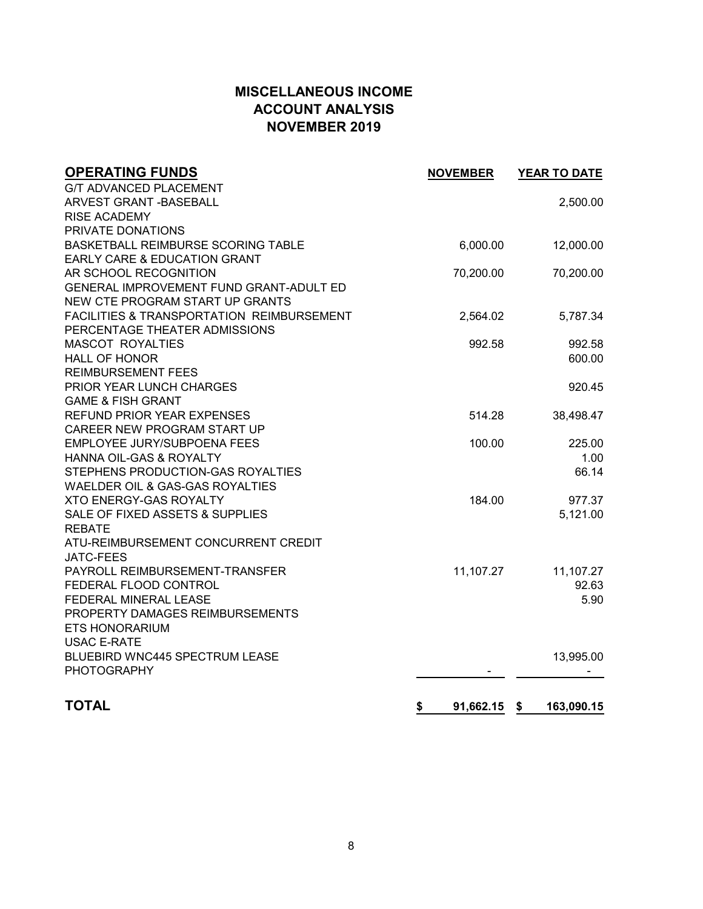# MISCELLANEOUS INCOME
# ACCOUNT ANALYSIS
# NOVEMBER 2019

| OPERATING FUNDS | NOVEMBER | YEAR TO DATE |
|---|---|---|
| G/T ADVANCED PLACEMENT | | |
| ARVEST GRANT -BASEBALL | | 2,500.00 |
| RISE ACADEMY | | |
| PRIVATE DONATIONS | | |
| BASKETBALL REIMBURSE SCORING TABLE | 6,000.00 | 12,000.00 |
| EARLY CARE & EDUCATION GRANT | | |
| AR SCHOOL RECOGNITION | 70,200.00 | 70,200.00 |
| GENERAL IMPROVEMENT FUND GRANT-ADULT ED | | |
| NEW CTE PROGRAM START UP GRANTS | | |
| FACILITIES & TRANSPORTATION REIMBURSEMENT | 2,564.02 | 5,787.34 |
| PERCENTAGE THEATER ADMISSIONS | | |
| MASCOT ROYALTIES | 992.58 | 992.58 |
| HALL OF HONOR | | 600.00 |
| REIMBURSEMENT FEES | | |
| PRIOR YEAR LUNCH CHARGES | | 920.45 |
| GAME & FISH GRANT | | |
| REFUND PRIOR YEAR EXPENSES | 514.28 | 38,498.47 |
| CAREER NEW PROGRAM START UP | | |
| EMPLOYEE JURY/SUBPOENA FEES | 100.00 | 225.00 |
| HANNA OIL-GAS & ROYALTY | | 1.00 |
| STEPHENS PRODUCTION-GAS ROYALTIES | | 66.14 |
| WAELDER OIL & GAS-GAS ROYALTIES | | |
| XTO ENERGY-GAS ROYALTY | 184.00 | 977.37 |
| SALE OF FIXED ASSETS & SUPPLIES | | 5,121.00 |
| REBATE | | |
| ATU-REIMBURSEMENT CONCURRENT CREDIT | | |
| JATC-FEES | | |
| PAYROLL REIMBURSEMENT-TRANSFER | 11,107.27 | 11,107.27 |
| FEDERAL FLOOD CONTROL | | 92.63 |
| FEDERAL MINERAL LEASE | | 5.90 |
| PROPERTY DAMAGES REIMBURSEMENTS | | |
| ETS HONORARIUM | | |
| USAC E-RATE | | |
| BLUEBIRD WNC445 SPECTRUM LEASE | | 13,995.00 |
| PHOTOGRAPHY | - | - |
| **TOTAL** | **$ 91,662.15** | **$ 163,090.15** |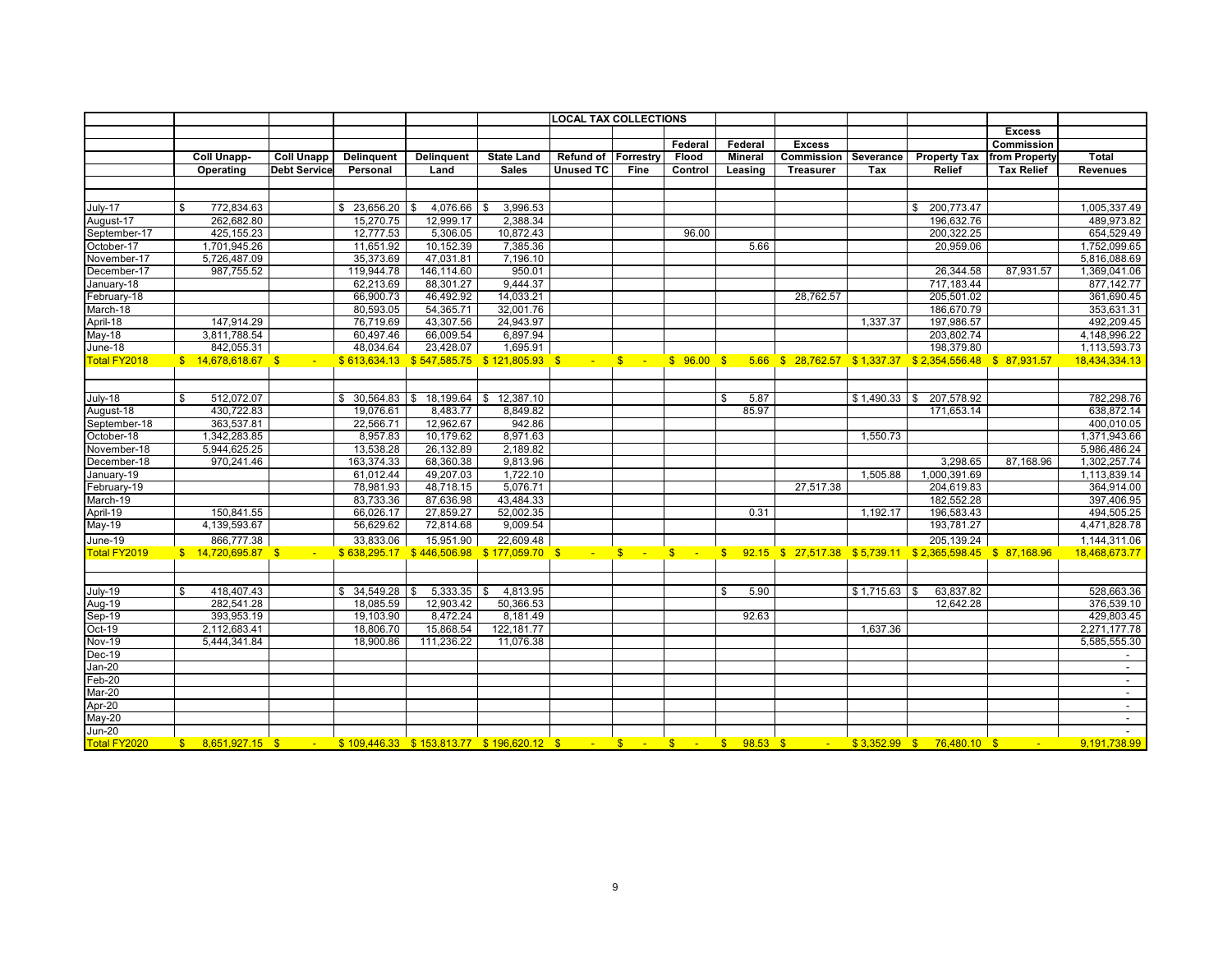| | | | | | | LOCAL TAX COLLECTIONS | | | | | | | | |
|---|---|---|---|---|---|---|---|---|---|---|---|---|---|---|
| | Coll Unapp-Operating | Coll Unapp Debt Service | Delinquent Personal | Delinquent Land | State Land Sales | Refund of Unused TC | Forrestry Fine | Federal Flood Control | Federal Mineral Leasing | Excess Commission Treasurer | Severance Tax | Property Tax Relief | Excess Commission from Property Tax Relief | Total Revenues |
| July-17 | $ 772,834.63 | | $ 23,656.20 | $ 4,076.66 | $ 3,996.53 | | | | | | | $ 200,773.47 | | 1,005,337.49 |
| August-17 | 262,682.80 | | 15,270.75 | 12,999.17 | 2,388.34 | | | | | | | 196,632.76 | | 489,973.82 |
| September-17 | 425,155.23 | | 12,777.53 | 5,306.05 | 10,872.43 | | | 96.00 | | | | 200,322.25 | | 654,529.49 |
| October-17 | 1,701,945.26 | | 11,651.92 | 10,152.39 | 7,385.36 | | | | 5.66 | | | 20,959.06 | | 1,752,099.65 |
| November-17 | 5,726,487.09 | | 35,373.69 | 47,031.81 | 7,196.10 | | | | | | | | | 5,816,088.69 |
| December-17 | 987,755.52 | | 119,944.78 | 146,114.60 | 950.01 | | | | | | | 26,344.58 | 87,931.57 | 1,369,041.06 |
| January-18 | | | 62,213.69 | 88,301.27 | 9,444.37 | | | | | | | 717,183.44 | | 877,142.77 |
| February-18 | | | 66,900.73 | 46,492.92 | 14,033.21 | | | | | 28,762.57 | | 205,501.02 | | 361,690.45 |
| March-18 | | | 80,593.05 | 54,365.71 | 32,001.76 | | | | | | | 186,670.79 | | 353,631.31 |
| April-18 | 147,914.29 | | 76,719.69 | 43,307.56 | 24,943.97 | | | | | | 1,337.37 | 197,986.57 | | 492,209.45 |
| May-18 | 3,811,788.54 | | 60,497.46 | 66,009.54 | 6,897.94 | | | | | | | 203,802.74 | | 4,148,996.22 |
| June-18 | 842,055.31 | | 48,034.64 | 23,428.07 | 1,695.91 | | | | | | | 198,379.80 | | 1,113,593.73 |
| Total FY2018 | $ 14,678,618.67 | $ - | $ 613,634.13 | $ 547,585.75 | $ 121,805.93 | $ - | $ - | $ 96.00 | $ 5.66 | $ 28,762.57 | $ 1,337.37 | $ 2,354,556.48 | $ 87,931.57 | 18,434,334.13 |
| July-18 | $ 512,072.07 | | $ 30,564.83 | $ 18,199.64 | $ 12,387.10 | | | | $ 5.87 | | $ 1,490.33 | $ 207,578.92 | | 782,298.76 |
| August-18 | 430,722.83 | | 19,076.61 | 8,483.77 | 8,849.82 | | | | 85.97 | | | 171,653.14 | | 638,872.14 |
| September-18 | 363,537.81 | | 22,566.71 | 12,962.67 | 942.86 | | | | | | | | | 400,010.05 |
| October-18 | 1,342,283.85 | | 8,957.83 | 10,179.62 | 8,971.63 | | | | | | 1,550.73 | | | 1,371,943.66 |
| November-18 | 5,944,625.25 | | 13,538.28 | 26,132.89 | 2,189.82 | | | | | | | | | 5,986,486.24 |
| December-18 | 970,241.46 | | 163,374.33 | 68,360.38 | 9,813.96 | | | | | | | 3,298.65 | 87,168.96 | 1,302,257.74 |
| January-19 | | | 61,012.44 | 49,207.03 | 1,722.10 | | | | | | 1,505.88 | 1,000,391.69 | | 1,113,839.14 |
| February-19 | | | 78,981.93 | 48,718.15 | 5,076.71 | | | | | 27,517.38 | | 204,619.83 | | 364,914.00 |
| March-19 | | | 83,733.36 | 87,636.98 | 43,484.33 | | | | | | | 182,552.28 | | 397,406.95 |
| April-19 | 150,841.55 | | 66,026.17 | 27,859.27 | 52,002.35 | | | | 0.31 | | 1,192.17 | 196,583.43 | | 494,505.25 |
| May-19 | 4,139,593.67 | | 56,629.62 | 72,814.68 | 9,009.54 | | | | | | | 193,781.27 | | 4,471,828.78 |
| June-19 | 866,777.38 | | 33,833.06 | 15,951.90 | 22,609.48 | | | | | | | 205,139.24 | | 1,144,311.06 |
| Total FY2019 | $ 14,720,695.87 | $ - | $ 638,295.17 | $ 446,506.98 | $ 177,059.70 | $ - | $ - | $ - | $ 92.15 | $ 27,517.38 | $ 5,739.11 | $ 2,365,598.45 | $ 87,168.96 | 18,468,673.77 |
| July-19 | $ 418,407.43 | | $ 34,549.28 | $ 5,333.35 | $ 4,813.95 | | | | $ 5.90 | | $ 1,715.63 | $ 63,837.82 | | 528,663.36 |
| Aug-19 | 282,541.28 | | 18,085.59 | 12,903.42 | 50,366.53 | | | | | | | 12,642.28 | | 376,539.10 |
| Sep-19 | 393,953.19 | | 19,103.90 | 8,472.24 | 8,181.49 | | | | 92.63 | | | | | 429,803.45 |
| Oct-19 | 2,112,683.41 | | 18,806.70 | 15,868.54 | 122,181.77 | | | | | | 1,637.36 | | | 2,271,177.78 |
| Nov-19 | 5,444,341.84 | | 18,900.86 | 111,236.22 | 11,076.38 | | | | | | | | | 5,585,555.30 |
| Dec-19 | | | | | | | | | | | | | | - |
| Jan-20 | | | | | | | | | | | | | | - |
| Feb-20 | | | | | | | | | | | | | | - |
| Mar-20 | | | | | | | | | | | | | | - |
| Apr-20 | | | | | | | | | | | | | | - |
| May-20 | | | | | | | | | | | | | | - |
| Jun-20 | | | | | | | | | | | | | | - |
| Total FY2020 | $ 8,651,927.15 | $ - | $ 109,446.33 | $ 153,813.77 | $ 196,620.12 | $ - | $ - | $ - | $ 98.53 | $ - | $ 3,352.99 | $ 76,480.10 | $ - | 9,191,738.99 |